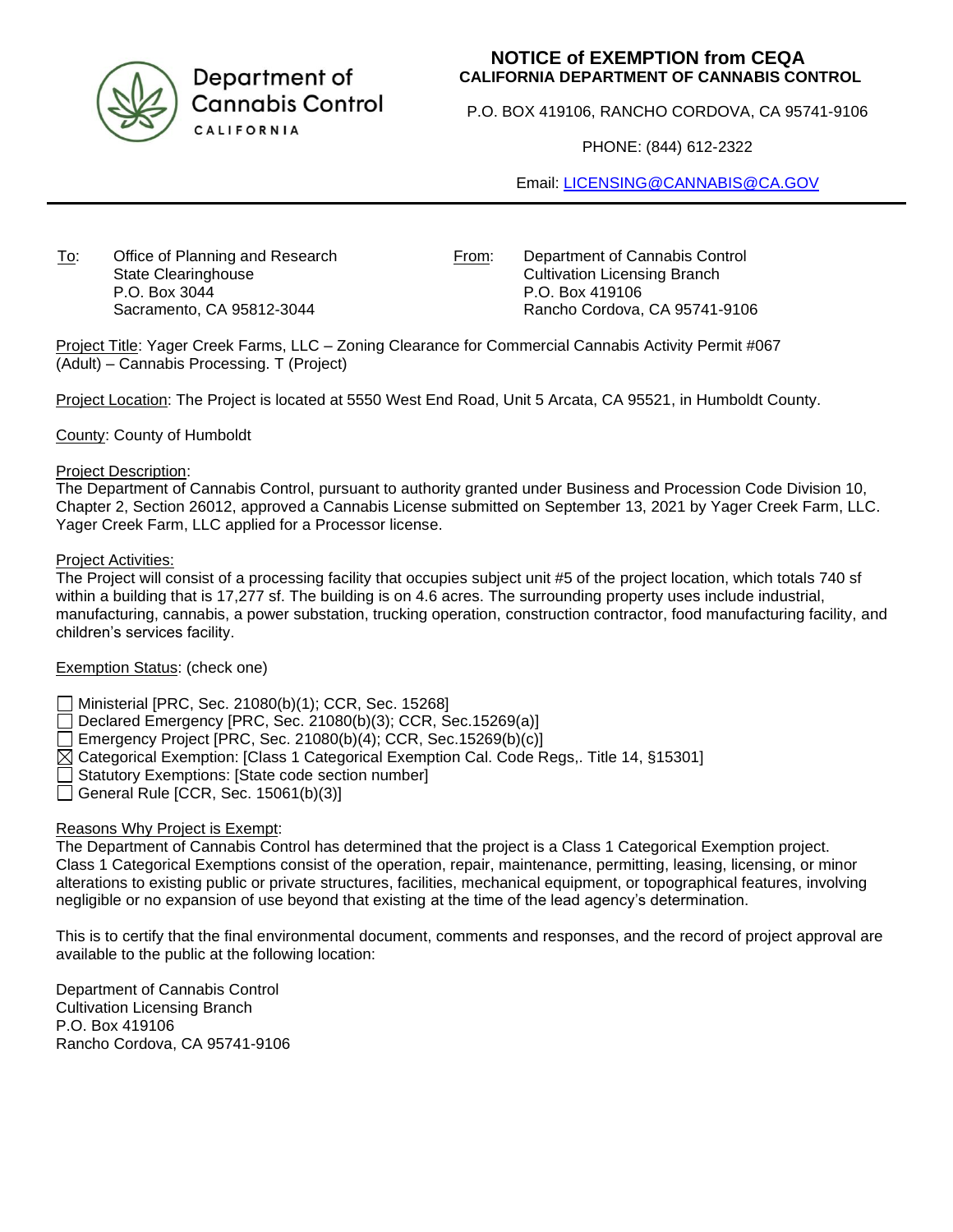Department of Cannabis Control
CALIFORNIA

# NOTICE of EXEMPTION from CEQA
**CALIFORNIA DEPARTMENT OF CANNABIS CONTROL**

P.O. BOX 419106, RANCHO CORDOVA, CA 95741-9106

PHONE: (844) 612-2322

Email: LICENSING@CANNABIS@CA.GOV

---

To: Office of Planning and Research
State Clearinghouse
P.O. Box 3044
Sacramento, CA 95812-3044

From: Department of Cannabis Control
Cultivation Licensing Branch
P.O. Box 419106
Rancho Cordova, CA 95741-9106

Project Title: Yager Creek Farms, LLC – Zoning Clearance for Commercial Cannabis Activity Permit #067 (Adult) – Cannabis Processing. T (Project)

Project Location: The Project is located at 5550 West End Road, Unit 5 Arcata, CA 95521, in Humboldt County.

County: County of Humboldt

Project Description:
The Department of Cannabis Control, pursuant to authority granted under Business and Procession Code Division 10, Chapter 2, Section 26012, approved a Cannabis License submitted on September 13, 2021 by Yager Creek Farm, LLC. Yager Creek Farm, LLC applied for a Processor license.

Project Activities:
The Project will consist of a processing facility that occupies subject unit #5 of the project location, which totals 740 sf within a building that is 17,277 sf. The building is on 4.6 acres. The surrounding property uses include industrial, manufacturing, cannabis, a power substation, trucking operation, construction contractor, food manufacturing facility, and children's services facility.

Exemption Status: (check one)

- ☐ Ministerial [PRC, Sec. 21080(b)(1); CCR, Sec. 15268]
- ☐ Declared Emergency [PRC, Sec. 21080(b)(3); CCR, Sec.15269(a)]
- ☐ Emergency Project [PRC, Sec. 21080(b)(4); CCR, Sec.15269(b)(c)]
- ☒ Categorical Exemption: [Class 1 Categorical Exemption Cal. Code Regs,. Title 14, §15301]
- ☐ Statutory Exemptions: [State code section number]
- ☐ General Rule [CCR, Sec. 15061(b)(3)]

Reasons Why Project is Exempt:
The Department of Cannabis Control has determined that the project is a Class 1 Categorical Exemption project. Class 1 Categorical Exemptions consist of the operation, repair, maintenance, permitting, leasing, licensing, or minor alterations to existing public or private structures, facilities, mechanical equipment, or topographical features, involving negligible or no expansion of use beyond that existing at the time of the lead agency's determination.

This is to certify that the final environmental document, comments and responses, and the record of project approval are available to the public at the following location:

Department of Cannabis Control
Cultivation Licensing Branch
P.O. Box 419106
Rancho Cordova, CA 95741-9106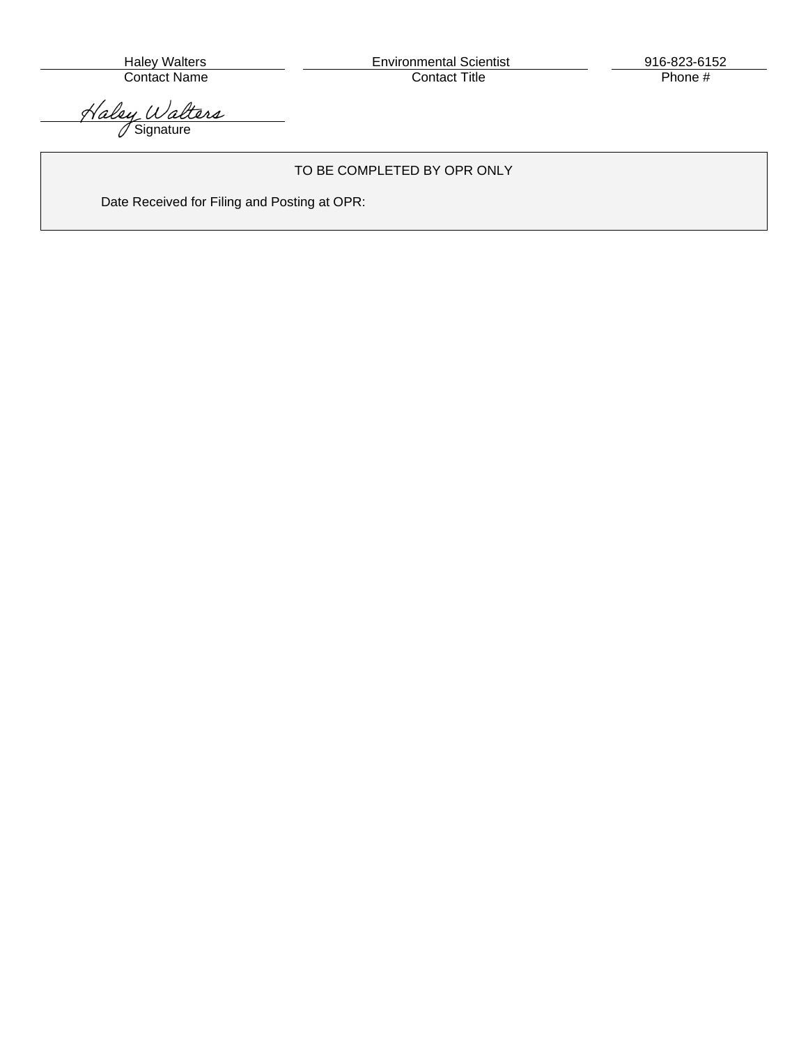| Haley Walters | Environmental Scientist | 916-823-6152 |
| --- | --- | --- |
| Contact Name | Contact Title | Phone # |

Haley Walters
Signature

TO BE COMPLETED BY OPR ONLY

Date Received for Filing and Posting at OPR: